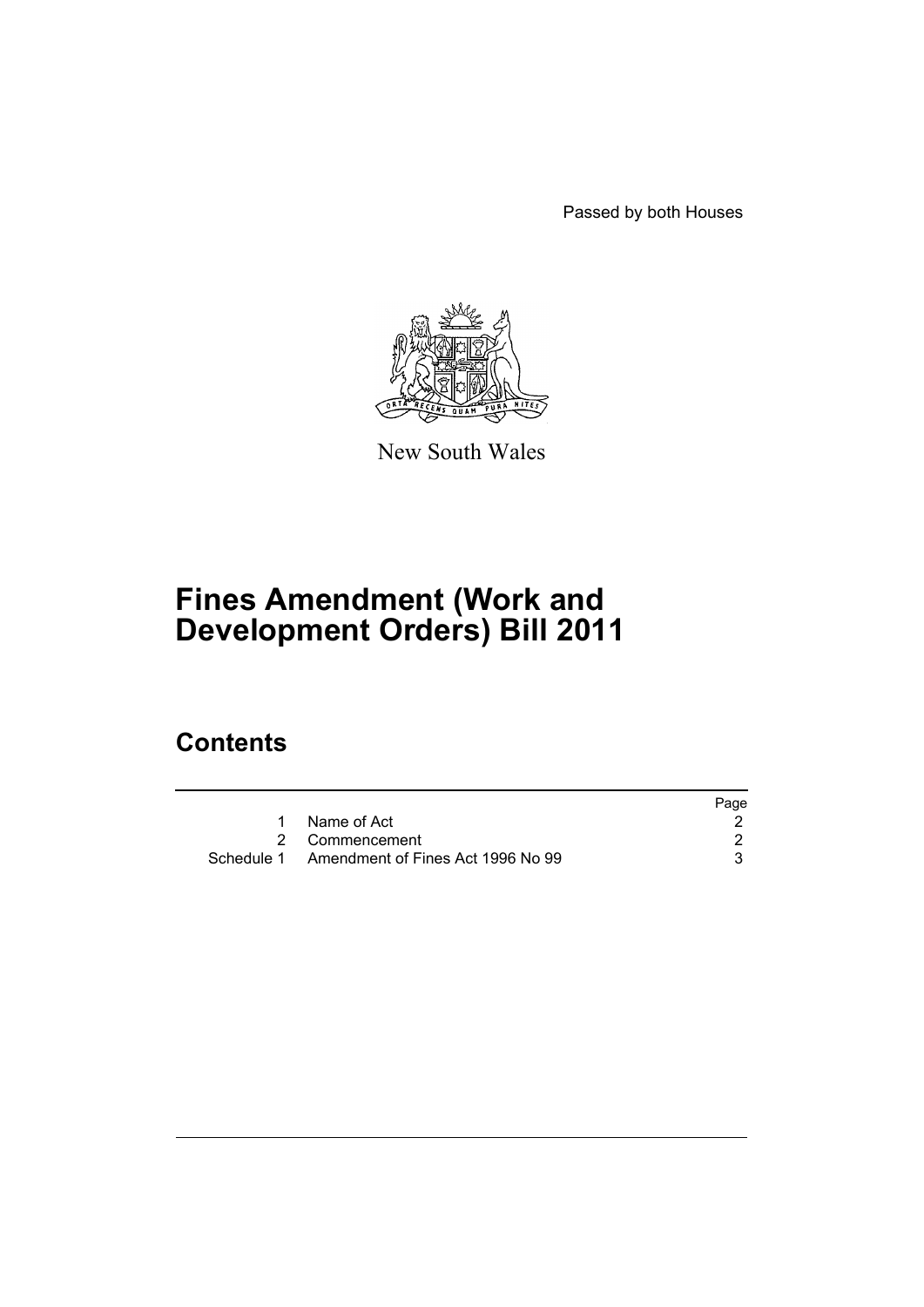Passed by both Houses

New South Wales

# Fines Amendment (Work and Development Orders) Bill 2011

## Contents

| | | Page |
|---|---|---|
| 1 | Name of Act | 2 |
| 2 | Commencement | 2 |
| Schedule 1 | Amendment of Fines Act 1996 No 99 | 3 |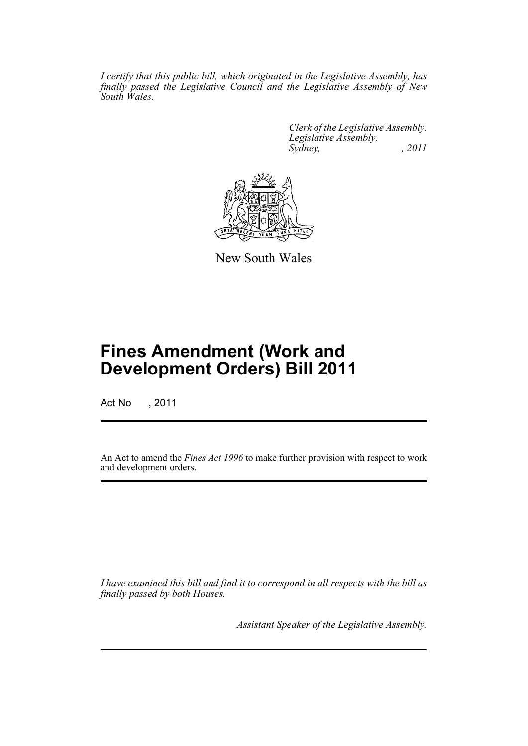*I certify that this public bill, which originated in the Legislative Assembly, has finally passed the Legislative Council and the Legislative Assembly of New South Wales.*

*Clerk of the Legislative Assembly.*
*Legislative Assembly,*
*Sydney, , 2011*

New South Wales

# Fines Amendment (Work and Development Orders) Bill 2011

Act No , 2011

An Act to amend the *Fines Act 1996* to make further provision with respect to work and development orders.

*I have examined this bill and find it to correspond in all respects with the bill as finally passed by both Houses.*

*Assistant Speaker of the Legislative Assembly.*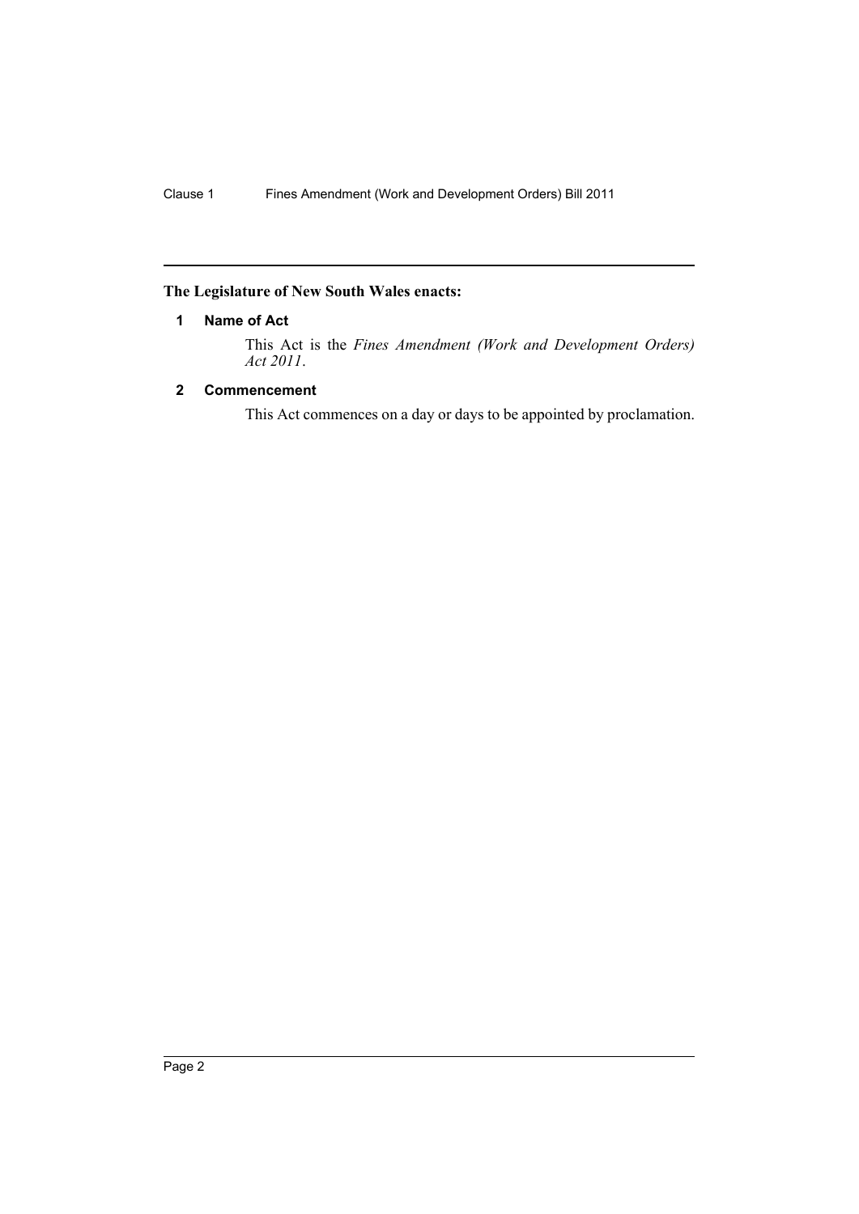**The Legislature of New South Wales enacts:**

### 1 Name of Act

This Act is the *Fines Amendment (Work and Development Orders) Act 2011*.

### 2 Commencement

This Act commences on a day or days to be appointed by proclamation.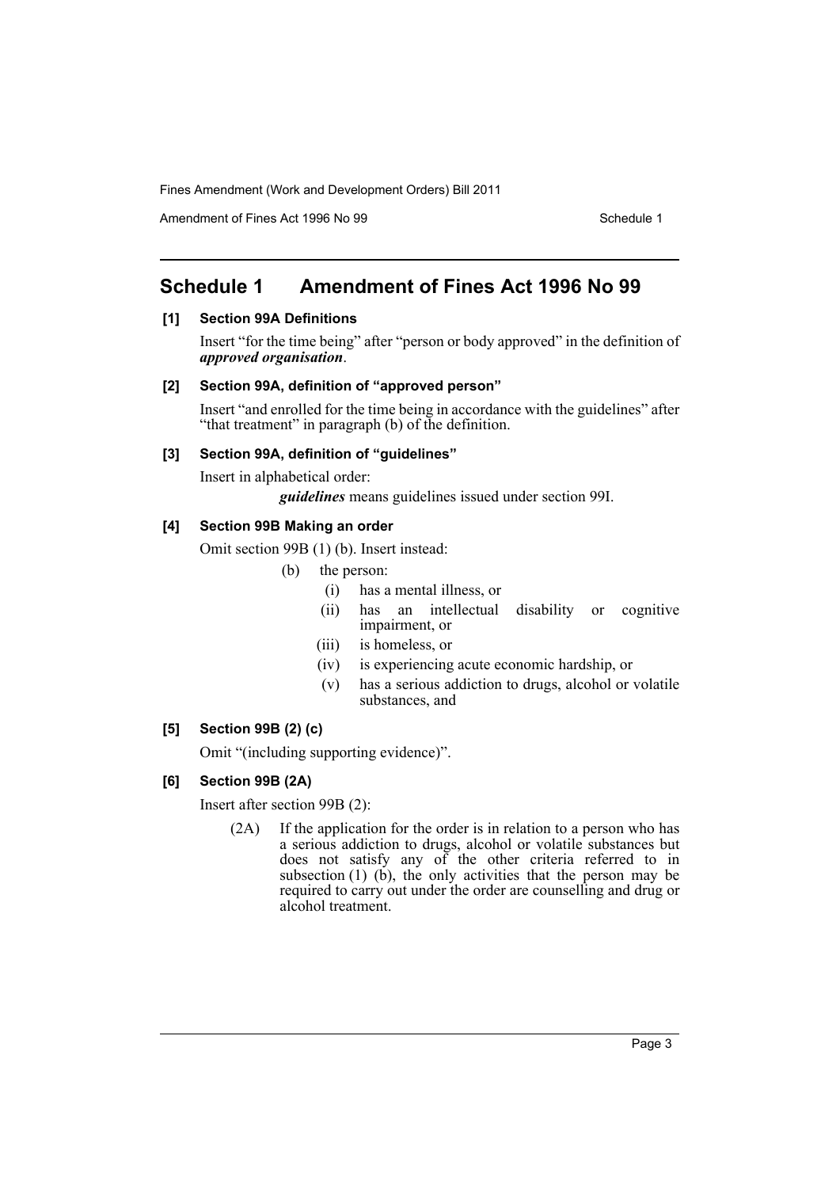# Schedule 1 Amendment of Fines Act 1996 No 99

### [1] Section 99A Definitions

Insert "for the time being" after "person or body approved" in the definition of ***approved organisation***.

### [2] Section 99A, definition of "approved person"

Insert "and enrolled for the time being in accordance with the guidelines" after "that treatment" in paragraph (b) of the definition.

### [3] Section 99A, definition of "guidelines"

Insert in alphabetical order:

> ***guidelines*** means guidelines issued under section 99I.

### [4] Section 99B Making an order

Omit section 99B (1) (b). Insert instead:

> (b) the person:
>
> (i) has a mental illness, or
>
> (ii) has an intellectual disability or cognitive impairment, or
>
> (iii) is homeless, or
>
> (iv) is experiencing acute economic hardship, or
>
> (v) has a serious addiction to drugs, alcohol or volatile substances, and

### [5] Section 99B (2) (c)

Omit "(including supporting evidence)".

### [6] Section 99B (2A)

Insert after section 99B (2):

> (2A) If the application for the order is in relation to a person who has a serious addiction to drugs, alcohol or volatile substances but does not satisfy any of the other criteria referred to in subsection (1) (b), the only activities that the person may be required to carry out under the order are counselling and drug or alcohol treatment.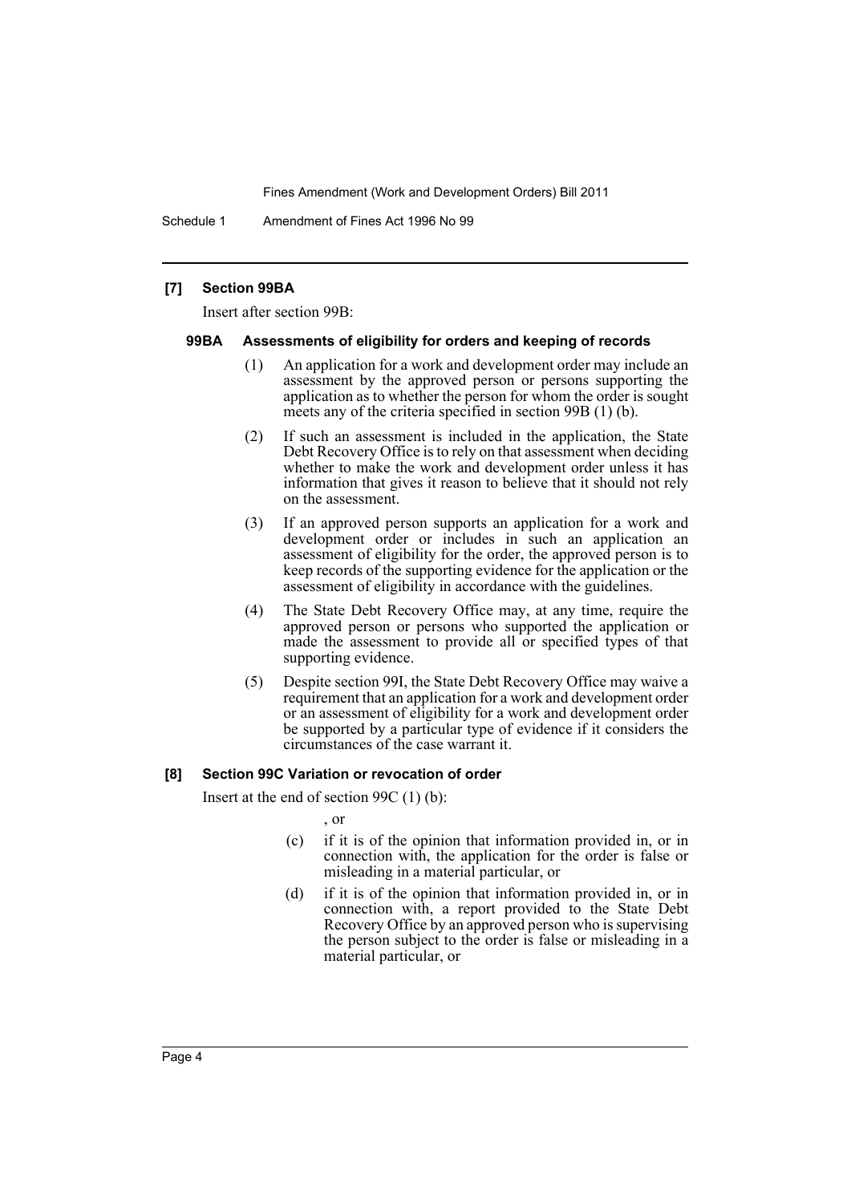### [7] Section 99BA

Insert after section 99B:

#### 99BA Assessments of eligibility for orders and keeping of records

(1) An application for a work and development order may include an assessment by the approved person or persons supporting the application as to whether the person for whom the order is sought meets any of the criteria specified in section 99B (1) (b).

(2) If such an assessment is included in the application, the State Debt Recovery Office is to rely on that assessment when deciding whether to make the work and development order unless it has information that gives it reason to believe that it should not rely on the assessment.

(3) If an approved person supports an application for a work and development order or includes in such an application an assessment of eligibility for the order, the approved person is to keep records of the supporting evidence for the application or the assessment of eligibility in accordance with the guidelines.

(4) The State Debt Recovery Office may, at any time, require the approved person or persons who supported the application or made the assessment to provide all or specified types of that supporting evidence.

(5) Despite section 99I, the State Debt Recovery Office may waive a requirement that an application for a work and development order or an assessment of eligibility for a work and development order be supported by a particular type of evidence if it considers the circumstances of the case warrant it.

### [8] Section 99C Variation or revocation of order

Insert at the end of section 99C (1) (b):

, or

(c) if it is of the opinion that information provided in, or in connection with, the application for the order is false or misleading in a material particular, or

(d) if it is of the opinion that information provided in, or in connection with, a report provided to the State Debt Recovery Office by an approved person who is supervising the person subject to the order is false or misleading in a material particular, or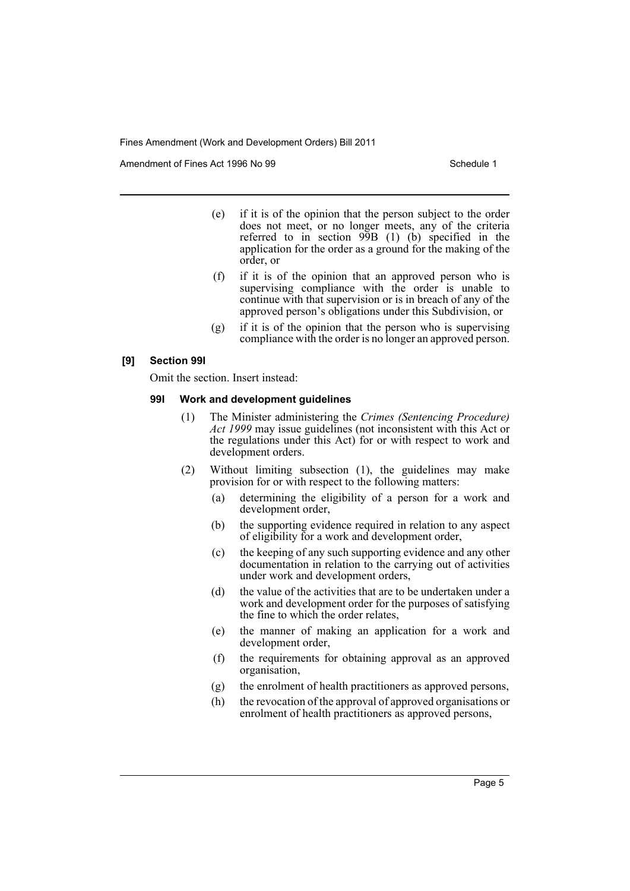(e) if it is of the opinion that the person subject to the order does not meet, or no longer meets, any of the criteria referred to in section 99B (1) (b) specified in the application for the order as a ground for the making of the order, or

(f) if it is of the opinion that an approved person who is supervising compliance with the order is unable to continue with that supervision or is in breach of any of the approved person's obligations under this Subdivision, or

(g) if it is of the opinion that the person who is supervising compliance with the order is no longer an approved person.

### [9] Section 99I

Omit the section. Insert instead:

#### 99I Work and development guidelines

(1) The Minister administering the *Crimes (Sentencing Procedure) Act 1999* may issue guidelines (not inconsistent with this Act or the regulations under this Act) for or with respect to work and development orders.

(2) Without limiting subsection (1), the guidelines may make provision for or with respect to the following matters:

(a) determining the eligibility of a person for a work and development order,

(b) the supporting evidence required in relation to any aspect of eligibility for a work and development order,

(c) the keeping of any such supporting evidence and any other documentation in relation to the carrying out of activities under work and development orders,

(d) the value of the activities that are to be undertaken under a work and development order for the purposes of satisfying the fine to which the order relates,

(e) the manner of making an application for a work and development order,

(f) the requirements for obtaining approval as an approved organisation,

(g) the enrolment of health practitioners as approved persons,

(h) the revocation of the approval of approved organisations or enrolment of health practitioners as approved persons,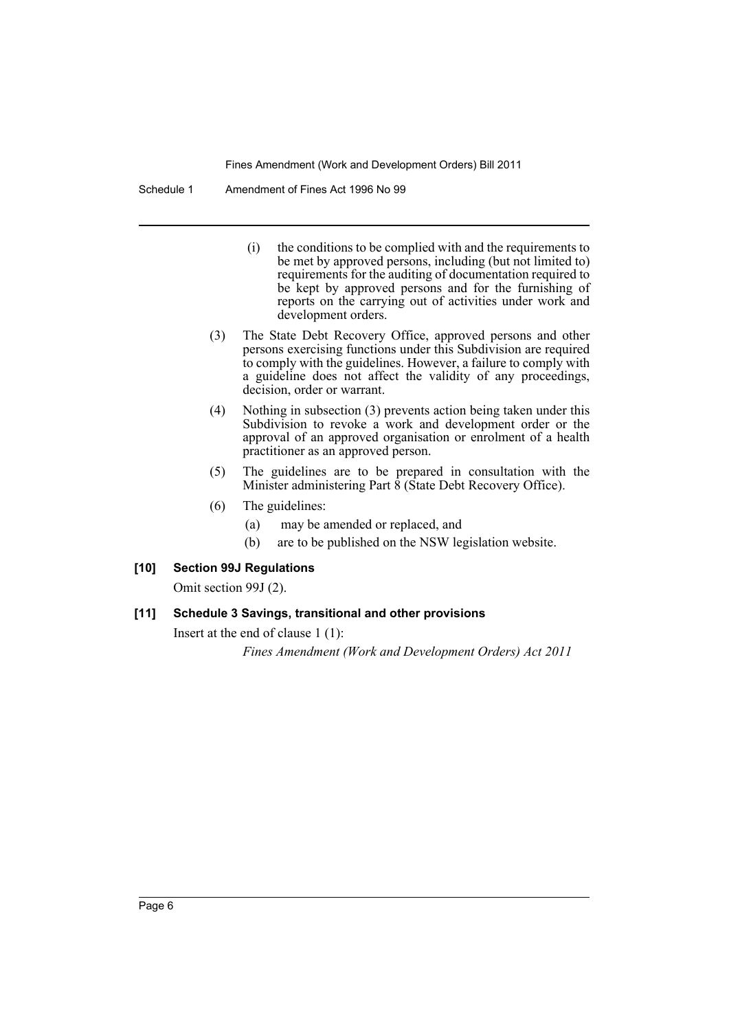(i) the conditions to be complied with and the requirements to be met by approved persons, including (but not limited to) requirements for the auditing of documentation required to be kept by approved persons and for the furnishing of reports on the carrying out of activities under work and development orders.

(3) The State Debt Recovery Office, approved persons and other persons exercising functions under this Subdivision are required to comply with the guidelines. However, a failure to comply with a guideline does not affect the validity of any proceedings, decision, order or warrant.

(4) Nothing in subsection (3) prevents action being taken under this Subdivision to revoke a work and development order or the approval of an approved organisation or enrolment of a health practitioner as an approved person.

(5) The guidelines are to be prepared in consultation with the Minister administering Part 8 (State Debt Recovery Office).

(6) The guidelines:

(a) may be amended or replaced, and

(b) are to be published on the NSW legislation website.

**[10] Section 99J Regulations**

Omit section 99J (2).

**[11] Schedule 3 Savings, transitional and other provisions**

Insert at the end of clause 1 (1):

*Fines Amendment (Work and Development Orders) Act 2011*